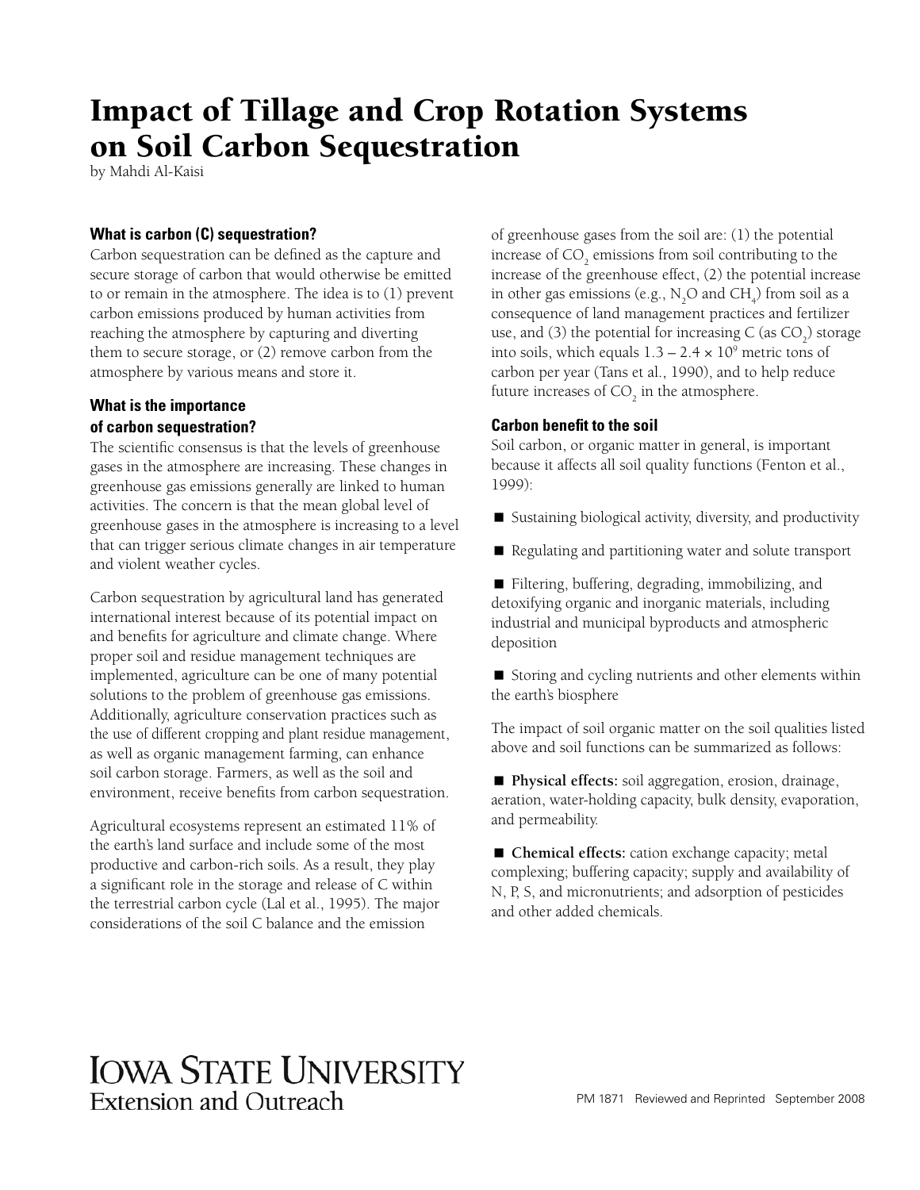# Impact of Tillage and Crop Rotation Systems on Soil Carbon Sequestration

by Mahdi Al-Kaisi

### What is carbon (C) sequestration?

Carbon sequestration can be defined as the capture and secure storage of carbon that would otherwise be emitted to or remain in the atmosphere. The idea is to (1) prevent carbon emissions produced by human activities from reaching the atmosphere by capturing and diverting them to secure storage, or (2) remove carbon from the atmosphere by various means and store it.

### What is the importance of carbon sequestration?

The scientific consensus is that the levels of greenhouse gases in the atmosphere are increasing. These changes in greenhouse gas emissions generally are linked to human activities. The concern is that the mean global level of greenhouse gases in the atmosphere is increasing to a level that can trigger serious climate changes in air temperature and violent weather cycles.

Carbon sequestration by agricultural land has generated international interest because of its potential impact on and benefits for agriculture and climate change. Where proper soil and residue management techniques are implemented, agriculture can be one of many potential solutions to the problem of greenhouse gas emissions. Additionally, agriculture conservation practices such as the use of different cropping and plant residue management, as well as organic management farming, can enhance soil carbon storage. Farmers, as well as the soil and environment, receive benefits from carbon sequestration.

Agricultural ecosystems represent an estimated 11% of the earth's land surface and include some of the most productive and carbon-rich soils. As a result, they play a significant role in the storage and release of C within the terrestrial carbon cycle (Lal et al., 1995). The major considerations of the soil C balance and the emission of greenhouse gases from the soil are: (1) the potential increase of $CO_2$ emissions from soil contributing to the increase of the greenhouse effect, (2) the potential increase in other gas emissions (e.g., $N_2O$ and $CH_4$) from soil as a consequence of land management practices and fertilizer use, and (3) the potential for increasing C (as $CO_2$) storage into soils, which equals $1.3 – 2.4 \times 10^9$ metric tons of carbon per year (Tans et al., 1990), and to help reduce future increases of $CO_2$ in the atmosphere.

### Carbon benefit to the soil

Soil carbon, or organic matter in general, is important because it affects all soil quality functions (Fenton et al., 1999):

- Sustaining biological activity, diversity, and productivity
- Regulating and partitioning water and solute transport
- Filtering, buffering, degrading, immobilizing, and detoxifying organic and inorganic materials, including industrial and municipal byproducts and atmospheric deposition
- Storing and cycling nutrients and other elements within the earth's biosphere

The impact of soil organic matter on the soil qualities listed above and soil functions can be summarized as follows:

- **Physical effects:** soil aggregation, erosion, drainage, aeration, water-holding capacity, bulk density, evaporation, and permeability.
- **Chemical effects:** cation exchange capacity; metal complexing; buffering capacity; supply and availability of N, P, S, and micronutrients; and adsorption of pesticides and other added chemicals.

IOWA STATE UNIVERSITY
Extension and Outreach

PM 1871 Reviewed and Reprinted September 2008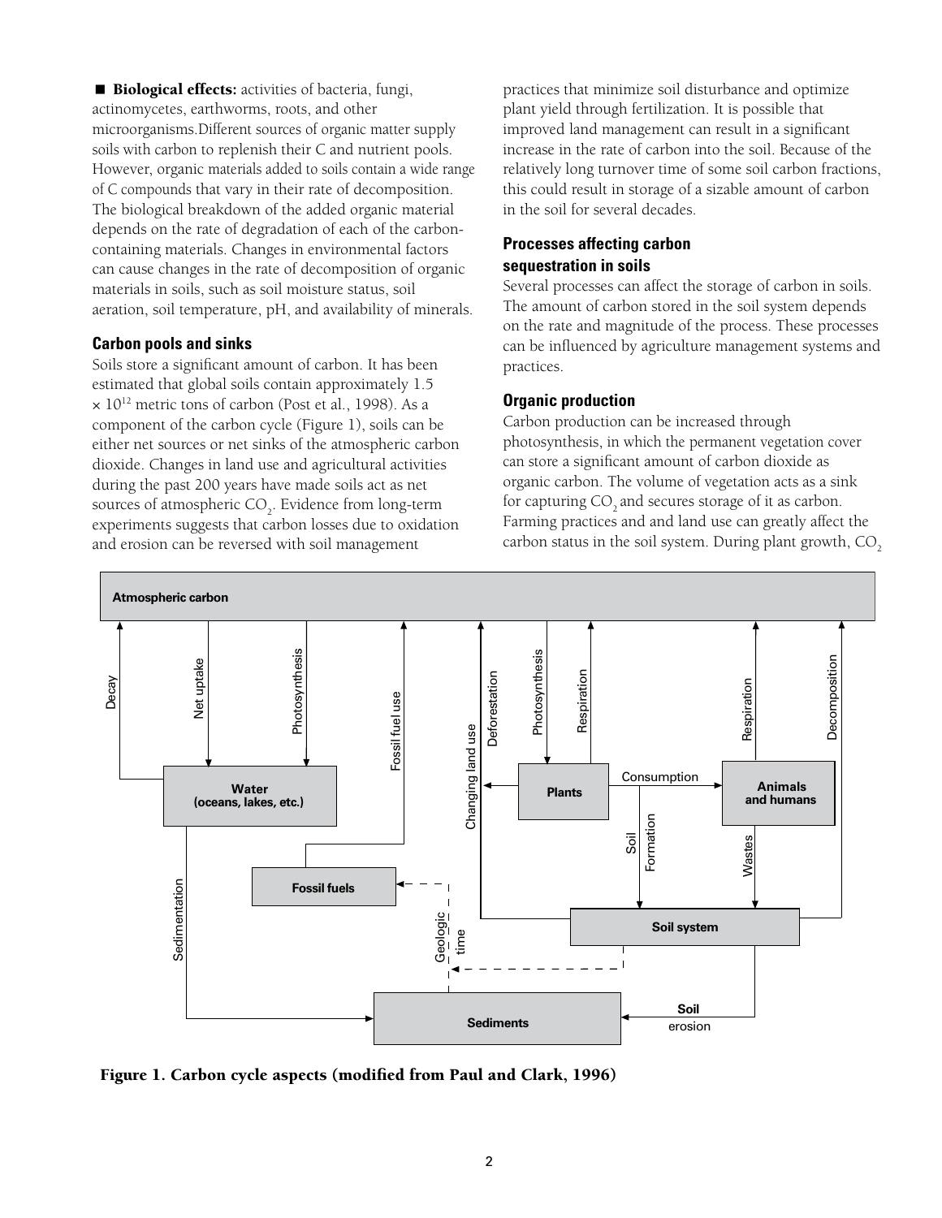■ **Biological effects:** activities of bacteria, fungi, actinomycetes, earthworms, roots, and other microorganisms.Different sources of organic matter supply soils with carbon to replenish their C and nutrient pools. However, organic materials added to soils contain a wide range of C compounds that vary in their rate of decomposition. The biological breakdown of the added organic material depends on the rate of degradation of each of the carbon-containing materials. Changes in environmental factors can cause changes in the rate of decomposition of organic materials in soils, such as soil moisture status, soil aeration, soil temperature, pH, and availability of minerals.

## Carbon pools and sinks

Soils store a significant amount of carbon. It has been estimated that global soils contain approximately 1.5 $\times 10^{12}$ metric tons of carbon (Post et al., 1998). As a component of the carbon cycle (Figure 1), soils can be either net sources or net sinks of the atmospheric carbon dioxide. Changes in land use and agricultural activities during the past 200 years have made soils act as net sources of atmospheric $CO_2$. Evidence from long-term experiments suggests that carbon losses due to oxidation and erosion can be reversed with soil management practices that minimize soil disturbance and optimize plant yield through fertilization. It is possible that improved land management can result in a significant increase in the rate of carbon into the soil. Because of the relatively long turnover time of some soil carbon fractions, this could result in storage of a sizable amount of carbon in the soil for several decades.

## Processes affecting carbon sequestration in soils

Several processes can affect the storage of carbon in soils. The amount of carbon stored in the soil system depends on the rate and magnitude of the process. These processes can be influenced by agriculture management systems and practices.

## Organic production

Carbon production can be increased through photosynthesis, in which the permanent vegetation cover can store a significant amount of carbon dioxide as organic carbon. The volume of vegetation acts as a sink for capturing $CO_2$ and secures storage of it as carbon. Farming practices and and land use can greatly affect the carbon status in the soil system. During plant growth, $CO_2$

**Figure 1. Carbon cycle aspects (modified from Paul and Clark, 1996)**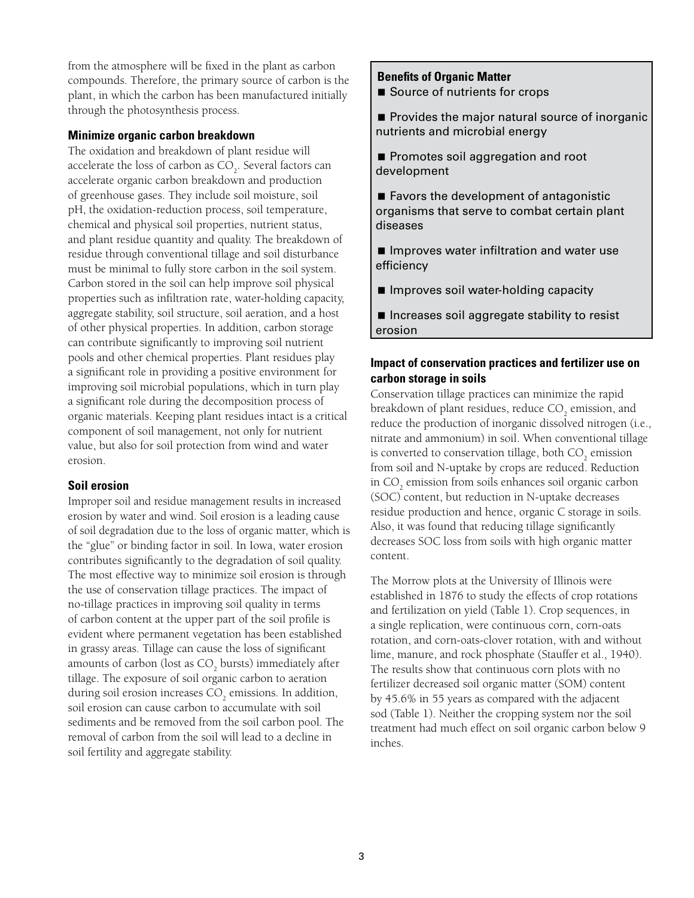from the atmosphere will be fixed in the plant as carbon compounds. Therefore, the primary source of carbon is the plant, in which the carbon has been manufactured initially through the photosynthesis process.

### Minimize organic carbon breakdown

The oxidation and breakdown of plant residue will accelerate the loss of carbon as $CO_2$. Several factors can accelerate organic carbon breakdown and production of greenhouse gases. They include soil moisture, soil pH, the oxidation-reduction process, soil temperature, chemical and physical soil properties, nutrient status, and plant residue quantity and quality. The breakdown of residue through conventional tillage and soil disturbance must be minimal to fully store carbon in the soil system. Carbon stored in the soil can help improve soil physical properties such as infiltration rate, water-holding capacity, aggregate stability, soil structure, soil aeration, and a host of other physical properties. In addition, carbon storage can contribute significantly to improving soil nutrient pools and other chemical properties. Plant residues play a significant role in providing a positive environment for improving soil microbial populations, which in turn play a significant role during the decomposition process of organic materials. Keeping plant residues intact is a critical component of soil management, not only for nutrient value, but also for soil protection from wind and water erosion.

### Soil erosion

Improper soil and residue management results in increased erosion by water and wind. Soil erosion is a leading cause of soil degradation due to the loss of organic matter, which is the "glue" or binding factor in soil. In Iowa, water erosion contributes significantly to the degradation of soil quality. The most effective way to minimize soil erosion is through the use of conservation tillage practices. The impact of no-tillage practices in improving soil quality in terms of carbon content at the upper part of the soil profile is evident where permanent vegetation has been established in grassy areas. Tillage can cause the loss of significant amounts of carbon (lost as $CO_2$ bursts) immediately after tillage. The exposure of soil organic carbon to aeration during soil erosion increases $CO_2$ emissions. In addition, soil erosion can cause carbon to accumulate with soil sediments and be removed from the soil carbon pool. The removal of carbon from the soil will lead to a decline in soil fertility and aggregate stability.

**Benefits of Organic Matter**

- Source of nutrients for crops
- Provides the major natural source of inorganic nutrients and microbial energy
- Promotes soil aggregation and root development
- Favors the development of antagonistic organisms that serve to combat certain plant diseases
- Improves water infiltration and water use efficiency
- Improves soil water-holding capacity
- Increases soil aggregate stability to resist erosion

### Impact of conservation practices and fertilizer use on carbon storage in soils

Conservation tillage practices can minimize the rapid breakdown of plant residues, reduce $CO_2$ emission, and reduce the production of inorganic dissolved nitrogen (i.e., nitrate and ammonium) in soil. When conventional tillage is converted to conservation tillage, both $CO_2$ emission from soil and N-uptake by crops are reduced. Reduction in $CO_2$ emission from soils enhances soil organic carbon (SOC) content, but reduction in N-uptake decreases residue production and hence, organic C storage in soils. Also, it was found that reducing tillage significantly decreases SOC loss from soils with high organic matter content.

The Morrow plots at the University of Illinois were established in 1876 to study the effects of crop rotations and fertilization on yield (Table 1). Crop sequences, in a single replication, were continuous corn, corn-oats rotation, and corn-oats-clover rotation, with and without lime, manure, and rock phosphate (Stauffer et al., 1940). The results show that continuous corn plots with no fertilizer decreased soil organic matter (SOM) content by 45.6% in 55 years as compared with the adjacent sod (Table 1). Neither the cropping system nor the soil treatment had much effect on soil organic carbon below 9 inches.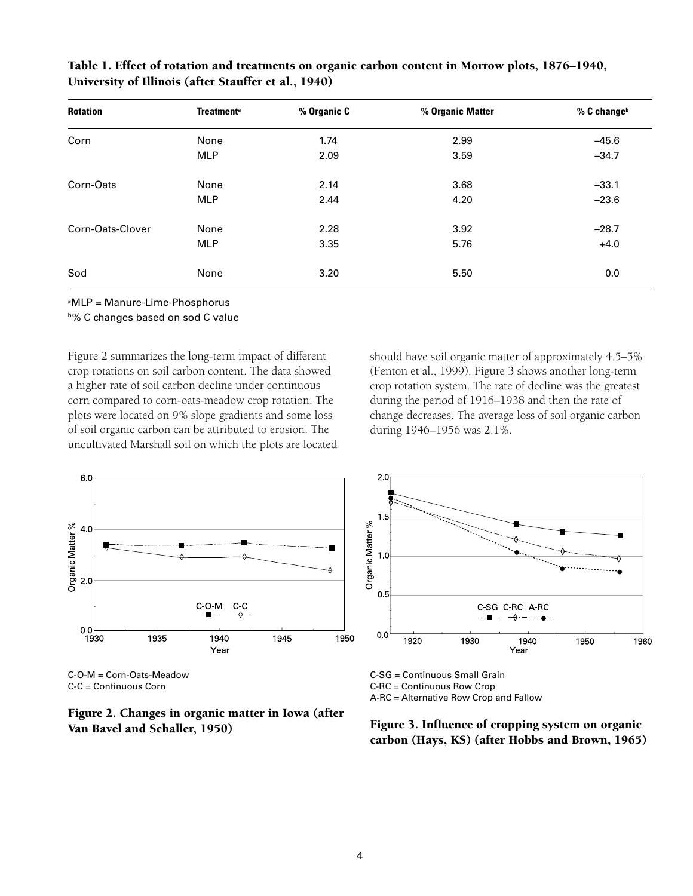**Table 1. Effect of rotation and treatments on organic carbon content in Morrow plots, 1876–1940, University of Illinois (after Stauffer et al., 1940)**

| Rotation | Treatment[a] | % Organic C | % Organic Matter | % C change[b] |
|---|---|---|---|---|
| Corn | None | 1.74 | 2.99 | –45.6 |
| | MLP | 2.09 | 3.59 | –34.7 |
| Corn-Oats | None | 2.14 | 3.68 | –33.1 |
| | MLP | 2.44 | 4.20 | –23.6 |
| Corn-Oats-Clover | None | 2.28 | 3.92 | –28.7 |
| | MLP | 3.35 | 5.76 | +4.0 |
| Sod | None | 3.20 | 5.50 | 0.0 |

[a]MLP = Manure-Lime-Phosphorus

[b]% C changes based on sod C value

Figure 2 summarizes the long-term impact of different crop rotations on soil carbon content. The data showed a higher rate of soil carbon decline under continuous corn compared to corn-oats-meadow crop rotation. The plots were located on 9% slope gradients and some loss of soil organic carbon can be attributed to erosion. The uncultivated Marshall soil on which the plots are located should have soil organic matter of approximately 4.5–5% (Fenton et al., 1999). Figure 3 shows another long-term crop rotation system. The rate of decline was the greatest during the period of 1916–1938 and then the rate of change decreases. The average loss of soil organic carbon during 1946–1956 was 2.1%.

C-O-M = Corn-Oats-Meadow
C-C = Continuous Corn

**Figure 2. Changes in organic matter in Iowa (after Van Bavel and Schaller, 1950)**

C-SG = Continuous Small Grain
C-RC = Continuous Row Crop
A-RC = Alternative Row Crop and Fallow

**Figure 3. Influence of cropping system on organic carbon (Hays, KS) (after Hobbs and Brown, 1965)**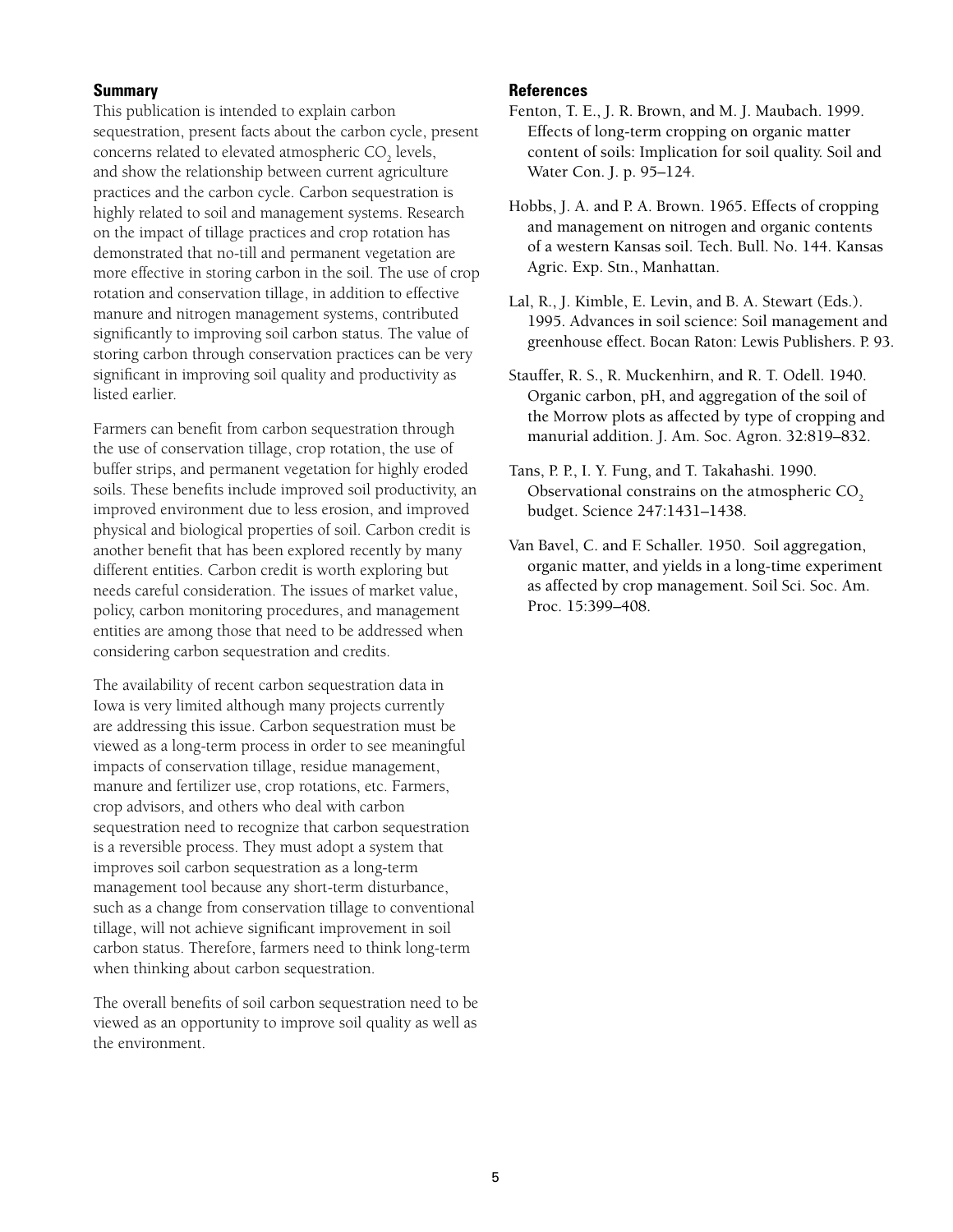## Summary

This publication is intended to explain carbon sequestration, present facts about the carbon cycle, present concerns related to elevated atmospheric $CO_2$ levels, and show the relationship between current agriculture practices and the carbon cycle. Carbon sequestration is highly related to soil and management systems. Research on the impact of tillage practices and crop rotation has demonstrated that no-till and permanent vegetation are more effective in storing carbon in the soil. The use of crop rotation and conservation tillage, in addition to effective manure and nitrogen management systems, contributed significantly to improving soil carbon status. The value of storing carbon through conservation practices can be very significant in improving soil quality and productivity as listed earlier.

Farmers can benefit from carbon sequestration through the use of conservation tillage, crop rotation, the use of buffer strips, and permanent vegetation for highly eroded soils. These benefits include improved soil productivity, an improved environment due to less erosion, and improved physical and biological properties of soil. Carbon credit is another benefit that has been explored recently by many different entities. Carbon credit is worth exploring but needs careful consideration. The issues of market value, policy, carbon monitoring procedures, and management entities are among those that need to be addressed when considering carbon sequestration and credits.

The availability of recent carbon sequestration data in Iowa is very limited although many projects currently are addressing this issue. Carbon sequestration must be viewed as a long-term process in order to see meaningful impacts of conservation tillage, residue management, manure and fertilizer use, crop rotations, etc. Farmers, crop advisors, and others who deal with carbon sequestration need to recognize that carbon sequestration is a reversible process. They must adopt a system that improves soil carbon sequestration as a long-term management tool because any short-term disturbance, such as a change from conservation tillage to conventional tillage, will not achieve significant improvement in soil carbon status. Therefore, farmers need to think long-term when thinking about carbon sequestration.

The overall benefits of soil carbon sequestration need to be viewed as an opportunity to improve soil quality as well as the environment.

## References

Fenton, T. E., J. R. Brown, and M. J. Maubach. 1999. Effects of long-term cropping on organic matter content of soils: Implication for soil quality. Soil and Water Con. J. p. 95–124.

Hobbs, J. A. and P. A. Brown. 1965. Effects of cropping and management on nitrogen and organic contents of a western Kansas soil. Tech. Bull. No. 144. Kansas Agric. Exp. Stn., Manhattan.

Lal, R., J. Kimble, E. Levin, and B. A. Stewart (Eds.). 1995. Advances in soil science: Soil management and greenhouse effect. Bocan Raton: Lewis Publishers. P. 93.

Stauffer, R. S., R. Muckenhirn, and R. T. Odell. 1940. Organic carbon, pH, and aggregation of the soil of the Morrow plots as affected by type of cropping and manurial addition. J. Am. Soc. Agron. 32:819–832.

Tans, P. P., I. Y. Fung, and T. Takahashi. 1990. Observational constrains on the atmospheric $CO_2$ budget. Science 247:1431–1438.

Van Bavel, C. and F. Schaller. 1950. Soil aggregation, organic matter, and yields in a long-time experiment as affected by crop management. Soil Sci. Soc. Am. Proc. 15:399–408.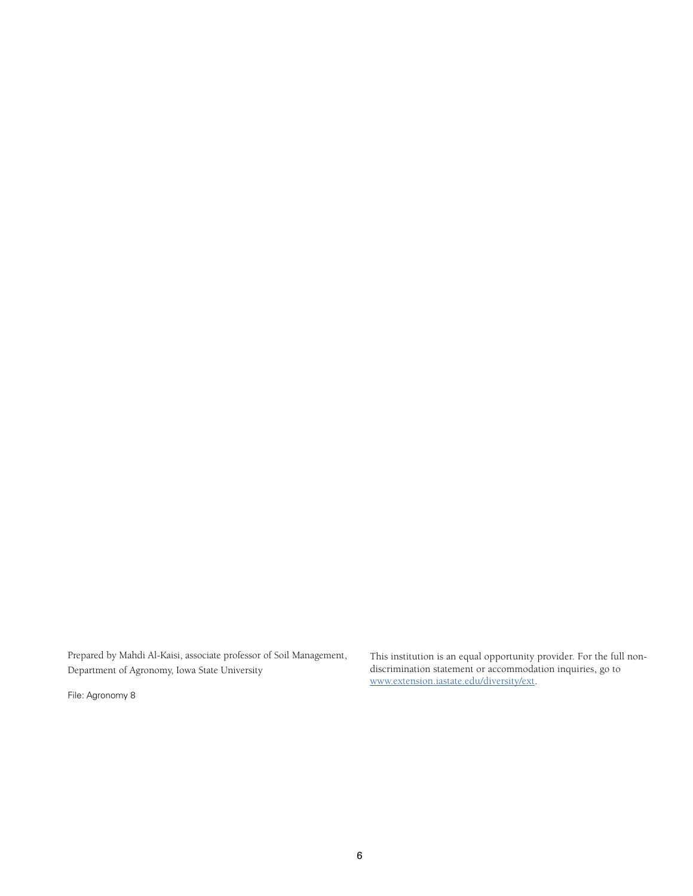Prepared by Mahdi Al-Kaisi, associate professor of Soil Management, Department of Agronomy, Iowa State University

File: Agronomy 8

This institution is an equal opportunity provider. For the full non-discrimination statement or accommodation inquiries, go to [www.extension.iastate.edu/diversity/ext](www.extension.iastate.edu/diversity/ext).